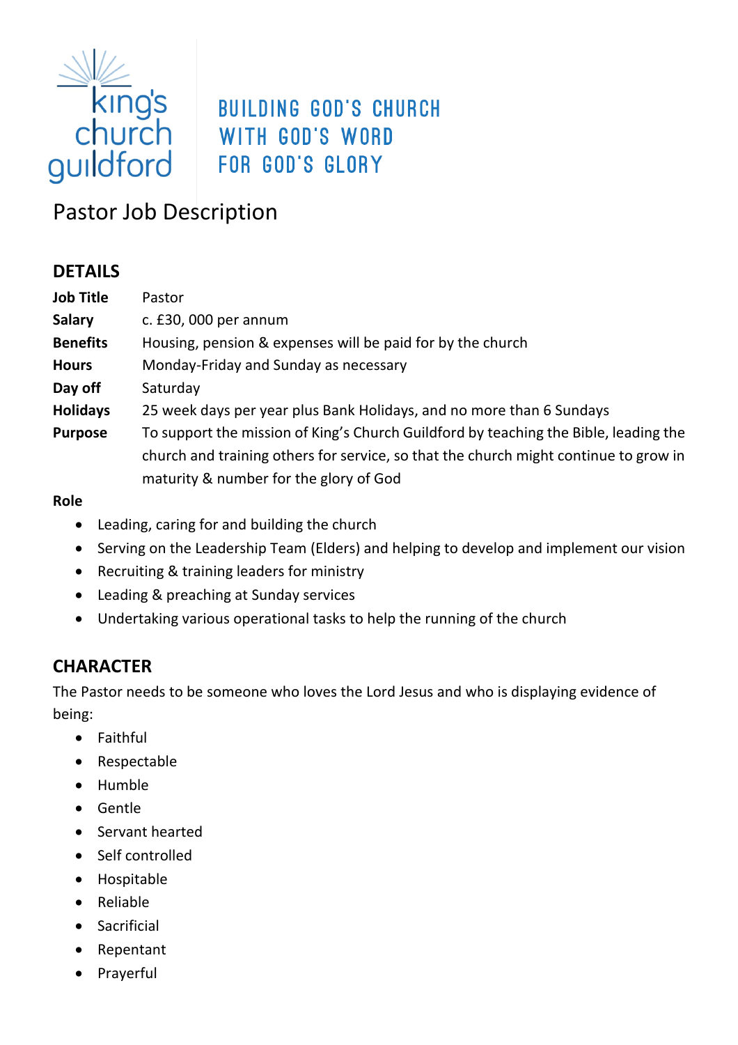king's church guildford

BUILDING GOD'S CHURCH
WITH GOD'S WORD
FOR GOD'S GLORY

# Pastor Job Description

## DETAILS

| | |
|---|---|
| **Job Title** | Pastor |
| **Salary** | c. £30, 000 per annum |
| **Benefits** | Housing, pension & expenses will be paid for by the church |
| **Hours** | Monday-Friday and Sunday as necessary |
| **Day off** | Saturday |
| **Holidays** | 25 week days per year plus Bank Holidays, and no more than 6 Sundays |
| **Purpose** | To support the mission of King's Church Guildford by teaching the Bible, leading the church and training others for service, so that the church might continue to grow in maturity & number for the glory of God |

**Role**

- Leading, caring for and building the church
- Serving on the Leadership Team (Elders) and helping to develop and implement our vision
- Recruiting & training leaders for ministry
- Leading & preaching at Sunday services
- Undertaking various operational tasks to help the running of the church

## CHARACTER

The Pastor needs to be someone who loves the Lord Jesus and who is displaying evidence of being:

- Faithful
- Respectable
- Humble
- Gentle
- Servant hearted
- Self controlled
- Hospitable
- Reliable
- Sacrificial
- Repentant
- Prayerful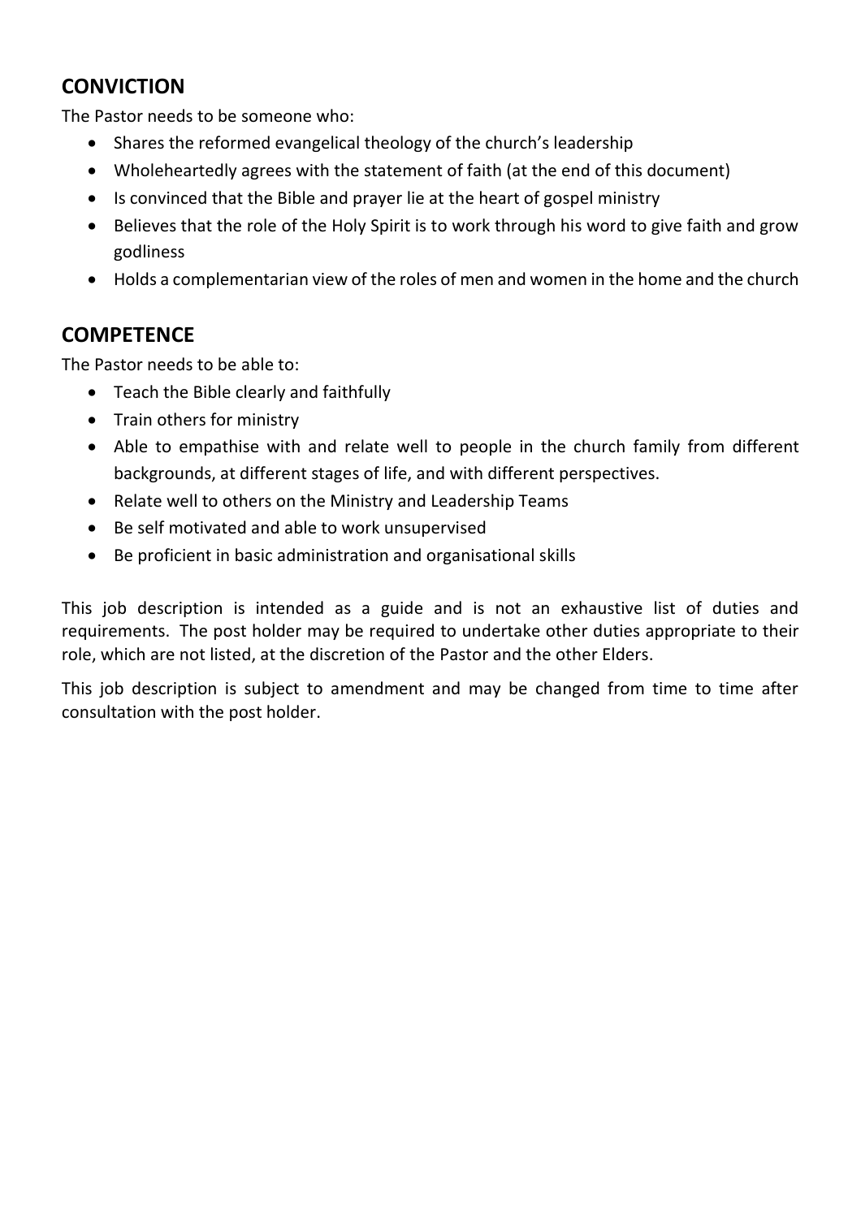## CONVICTION

The Pastor needs to be someone who:

- Shares the reformed evangelical theology of the church's leadership
- Wholeheartedly agrees with the statement of faith (at the end of this document)
- Is convinced that the Bible and prayer lie at the heart of gospel ministry
- Believes that the role of the Holy Spirit is to work through his word to give faith and grow godliness
- Holds a complementarian view of the roles of men and women in the home and the church

## COMPETENCE

The Pastor needs to be able to:

- Teach the Bible clearly and faithfully
- Train others for ministry
- Able to empathise with and relate well to people in the church family from different backgrounds, at different stages of life, and with different perspectives.
- Relate well to others on the Ministry and Leadership Teams
- Be self motivated and able to work unsupervised
- Be proficient in basic administration and organisational skills

This job description is intended as a guide and is not an exhaustive list of duties and requirements. The post holder may be required to undertake other duties appropriate to their role, which are not listed, at the discretion of the Pastor and the other Elders.

This job description is subject to amendment and may be changed from time to time after consultation with the post holder.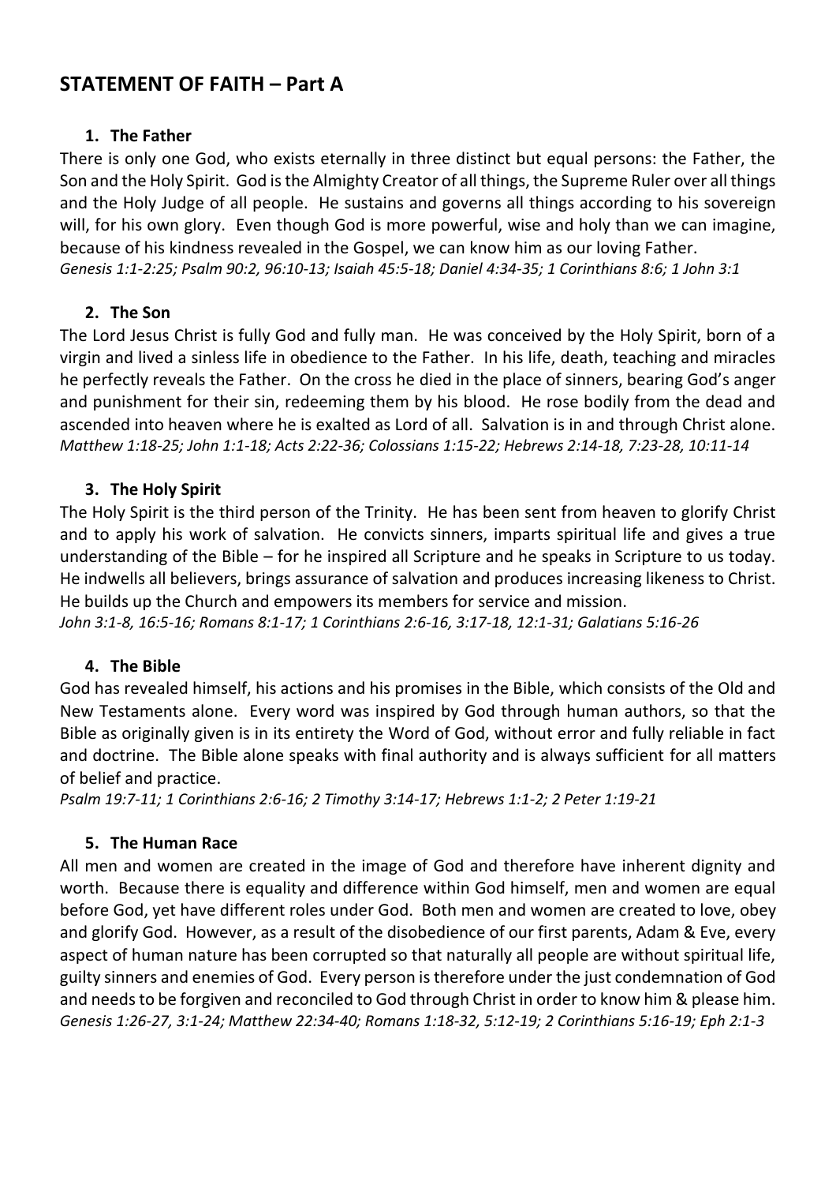## STATEMENT OF FAITH – Part A

### 1. The Father

There is only one God, who exists eternally in three distinct but equal persons: the Father, the Son and the Holy Spirit. God is the Almighty Creator of all things, the Supreme Ruler over all things and the Holy Judge of all people. He sustains and governs all things according to his sovereign will, for his own glory. Even though God is more powerful, wise and holy than we can imagine, because of his kindness revealed in the Gospel, we can know him as our loving Father.

*Genesis 1:1-2:25; Psalm 90:2, 96:10-13; Isaiah 45:5-18; Daniel 4:34-35; 1 Corinthians 8:6; 1 John 3:1*

### 2. The Son

The Lord Jesus Christ is fully God and fully man. He was conceived by the Holy Spirit, born of a virgin and lived a sinless life in obedience to the Father. In his life, death, teaching and miracles he perfectly reveals the Father. On the cross he died in the place of sinners, bearing God's anger and punishment for their sin, redeeming them by his blood. He rose bodily from the dead and ascended into heaven where he is exalted as Lord of all. Salvation is in and through Christ alone.

*Matthew 1:18-25; John 1:1-18; Acts 2:22-36; Colossians 1:15-22; Hebrews 2:14-18, 7:23-28, 10:11-14*

### 3. The Holy Spirit

The Holy Spirit is the third person of the Trinity. He has been sent from heaven to glorify Christ and to apply his work of salvation. He convicts sinners, imparts spiritual life and gives a true understanding of the Bible – for he inspired all Scripture and he speaks in Scripture to us today. He indwells all believers, brings assurance of salvation and produces increasing likeness to Christ. He builds up the Church and empowers its members for service and mission.

*John 3:1-8, 16:5-16; Romans 8:1-17; 1 Corinthians 2:6-16, 3:17-18, 12:1-31; Galatians 5:16-26*

### 4. The Bible

God has revealed himself, his actions and his promises in the Bible, which consists of the Old and New Testaments alone. Every word was inspired by God through human authors, so that the Bible as originally given is in its entirety the Word of God, without error and fully reliable in fact and doctrine. The Bible alone speaks with final authority and is always sufficient for all matters of belief and practice.

*Psalm 19:7-11; 1 Corinthians 2:6-16; 2 Timothy 3:14-17; Hebrews 1:1-2; 2 Peter 1:19-21*

### 5. The Human Race

All men and women are created in the image of God and therefore have inherent dignity and worth. Because there is equality and difference within God himself, men and women are equal before God, yet have different roles under God. Both men and women are created to love, obey and glorify God. However, as a result of the disobedience of our first parents, Adam & Eve, every aspect of human nature has been corrupted so that naturally all people are without spiritual life, guilty sinners and enemies of God. Every person is therefore under the just condemnation of God and needs to be forgiven and reconciled to God through Christ in order to know him & please him.

*Genesis 1:26-27, 3:1-24; Matthew 22:34-40; Romans 1:18-32, 5:12-19; 2 Corinthians 5:16-19; Eph 2:1-3*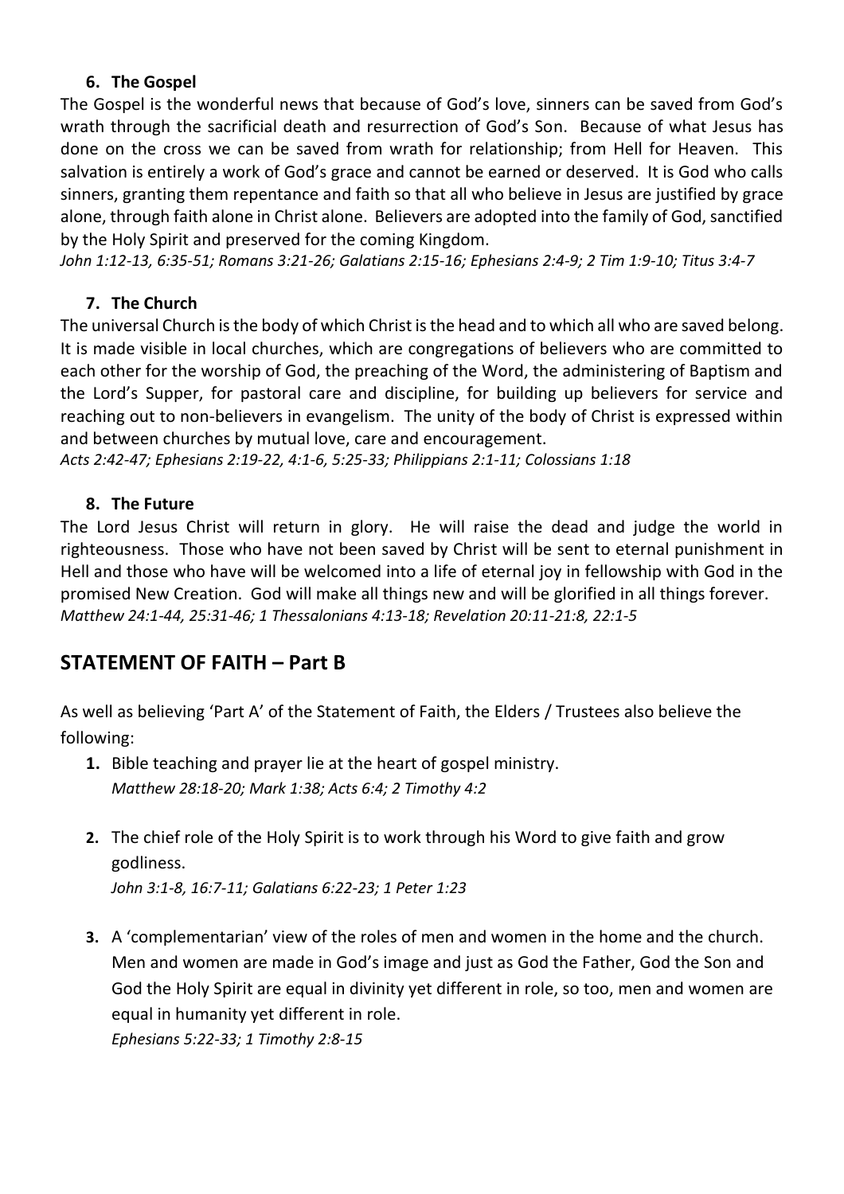### 6. The Gospel

The Gospel is the wonderful news that because of God's love, sinners can be saved from God's wrath through the sacrificial death and resurrection of God's Son. Because of what Jesus has done on the cross we can be saved from wrath for relationship; from Hell for Heaven. This salvation is entirely a work of God's grace and cannot be earned or deserved. It is God who calls sinners, granting them repentance and faith so that all who believe in Jesus are justified by grace alone, through faith alone in Christ alone. Believers are adopted into the family of God, sanctified by the Holy Spirit and preserved for the coming Kingdom.

*John 1:12-13, 6:35-51; Romans 3:21-26; Galatians 2:15-16; Ephesians 2:4-9; 2 Tim 1:9-10; Titus 3:4-7*

### 7. The Church

The universal Church is the body of which Christ is the head and to which all who are saved belong. It is made visible in local churches, which are congregations of believers who are committed to each other for the worship of God, the preaching of the Word, the administering of Baptism and the Lord's Supper, for pastoral care and discipline, for building up believers for service and reaching out to non-believers in evangelism. The unity of the body of Christ is expressed within and between churches by mutual love, care and encouragement.

*Acts 2:42-47; Ephesians 2:19-22, 4:1-6, 5:25-33; Philippians 2:1-11; Colossians 1:18*

### 8. The Future

The Lord Jesus Christ will return in glory. He will raise the dead and judge the world in righteousness. Those who have not been saved by Christ will be sent to eternal punishment in Hell and those who have will be welcomed into a life of eternal joy in fellowship with God in the promised New Creation. God will make all things new and will be glorified in all things forever.
*Matthew 24:1-44, 25:31-46; 1 Thessalonians 4:13-18; Revelation 20:11-21:8, 22:1-5*

## STATEMENT OF FAITH – Part B

As well as believing 'Part A' of the Statement of Faith, the Elders / Trustees also believe the following:

1. Bible teaching and prayer lie at the heart of gospel ministry.
   *Matthew 28:18-20; Mark 1:38; Acts 6:4; 2 Timothy 4:2*

2. The chief role of the Holy Spirit is to work through his Word to give faith and grow godliness.
   *John 3:1-8, 16:7-11; Galatians 6:22-23; 1 Peter 1:23*

3. A 'complementarian' view of the roles of men and women in the home and the church. Men and women are made in God's image and just as God the Father, God the Son and God the Holy Spirit are equal in divinity yet different in role, so too, men and women are equal in humanity yet different in role.
   *Ephesians 5:22-33; 1 Timothy 2:8-15*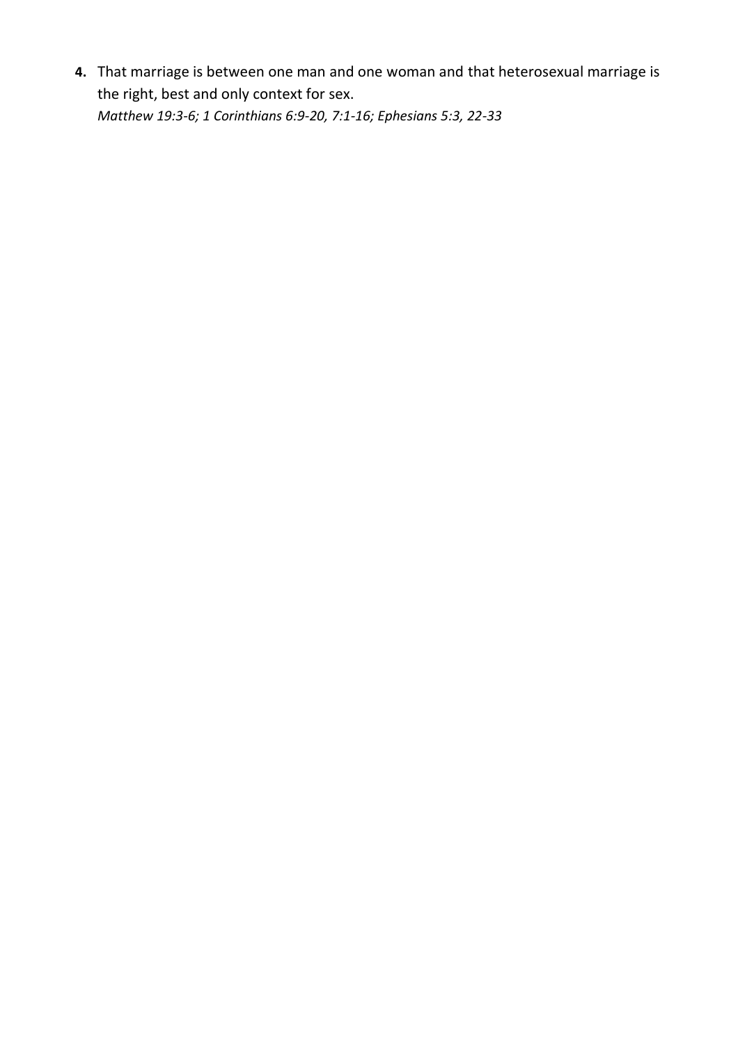4. That marriage is between one man and one woman and that heterosexual marriage is the right, best and only context for sex.
   *Matthew 19:3-6; 1 Corinthians 6:9-20, 7:1-16; Ephesians 5:3, 22-33*